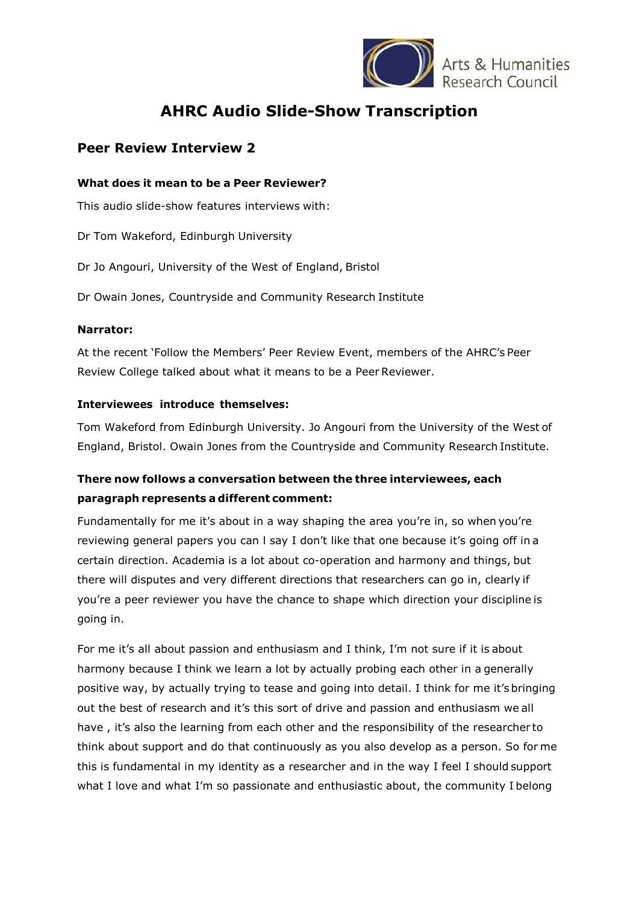# AHRC Audio Slide-Show Transcription

## Peer Review Interview 2

**What does it mean to be a Peer Reviewer?**

This audio slide-show features interviews with:

Dr Tom Wakeford, Edinburgh University

Dr Jo Angouri, University of the West of England, Bristol

Dr Owain Jones, Countryside and Community Research Institute

**Narrator:**

At the recent 'Follow the Members' Peer Review Event, members of the AHRC's Peer Review College talked about what it means to be a Peer Reviewer.

**Interviewees introduce themselves:**

Tom Wakeford from Edinburgh University. Jo Angouri from the University of the West of England, Bristol. Owain Jones from the Countryside and Community Research Institute.

**There now follows a conversation between the three interviewees, each paragraph represents a different comment:**

Fundamentally for me it's about in a way shaping the area you're in, so when you're reviewing general papers you can I say I don't like that one because it's going off in a certain direction. Academia is a lot about co-operation and harmony and things, but there will disputes and very different directions that researchers can go in, clearly if you're a peer reviewer you have the chance to shape which direction your discipline is going in.

For me it's all about passion and enthusiasm and I think, I'm not sure if it is about harmony because I think we learn a lot by actually probing each other in a generally positive way, by actually trying to tease and going into detail. I think for me it's bringing out the best of research and it's this sort of drive and passion and enthusiasm we all have , it's also the learning from each other and the responsibility of the researcher to think about support and do that continuously as you also develop as a person. So for me this is fundamental in my identity as a researcher and in the way I feel I should support what I love and what I'm so passionate and enthusiastic about, the community I belong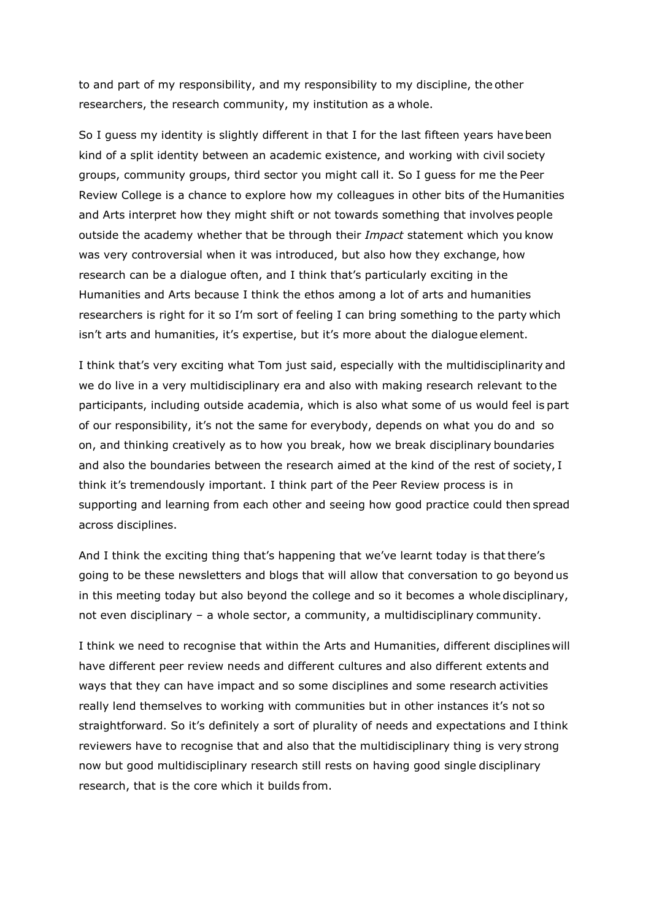to and part of my responsibility, and my responsibility to my discipline, the other researchers, the research community, my institution as a whole.

So I guess my identity is slightly different in that I for the last fifteen years have been kind of a split identity between an academic existence, and working with civil society groups, community groups, third sector you might call it. So I guess for me the Peer Review College is a chance to explore how my colleagues in other bits of the Humanities and Arts interpret how they might shift or not towards something that involves people outside the academy whether that be through their *Impact* statement which you know was very controversial when it was introduced, but also how they exchange, how research can be a dialogue often, and I think that's particularly exciting in the Humanities and Arts because I think the ethos among a lot of arts and humanities researchers is right for it so I'm sort of feeling I can bring something to the party which isn't arts and humanities, it's expertise, but it's more about the dialogue element.

I think that's very exciting what Tom just said, especially with the multidisciplinarity and we do live in a very multidisciplinary era and also with making research relevant to the participants, including outside academia, which is also what some of us would feel is part of our responsibility, it's not the same for everybody, depends on what you do and so on, and thinking creatively as to how you break, how we break disciplinary boundaries and also the boundaries between the research aimed at the kind of the rest of society, I think it's tremendously important. I think part of the Peer Review process is in supporting and learning from each other and seeing how good practice could then spread across disciplines.

And I think the exciting thing that's happening that we've learnt today is that there's going to be these newsletters and blogs that will allow that conversation to go beyond us in this meeting today but also beyond the college and so it becomes a whole disciplinary, not even disciplinary – a whole sector, a community, a multidisciplinary community.

I think we need to recognise that within the Arts and Humanities, different disciplines will have different peer review needs and different cultures and also different extents and ways that they can have impact and so some disciplines and some research activities really lend themselves to working with communities but in other instances it's not so straightforward. So it's definitely a sort of plurality of needs and expectations and I think reviewers have to recognise that and also that the multidisciplinary thing is very strong now but good multidisciplinary research still rests on having good single disciplinary research, that is the core which it builds from.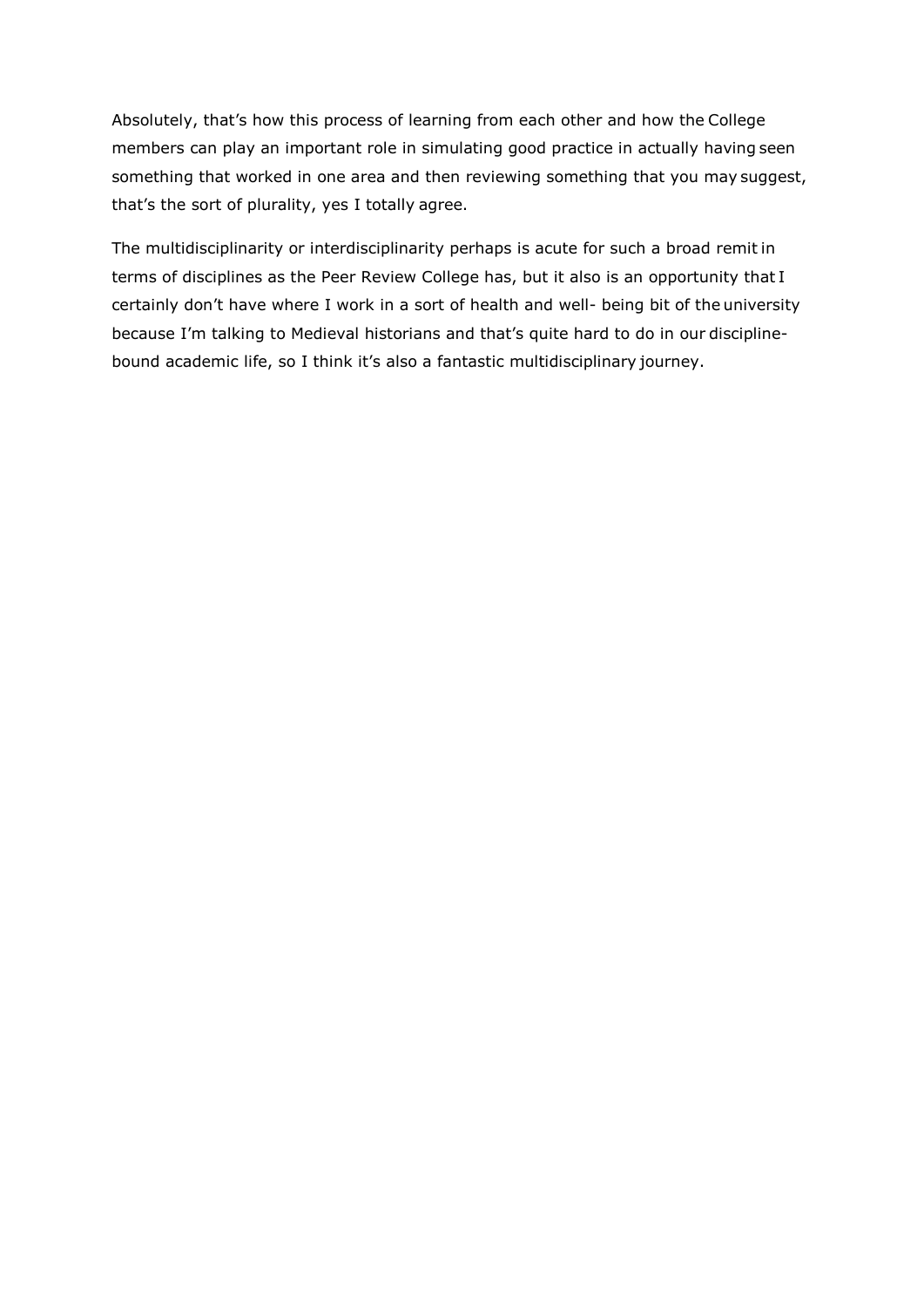Absolutely, that's how this process of learning from each other and how the College members can play an important role in simulating good practice in actually having seen something that worked in one area and then reviewing something that you may suggest, that's the sort of plurality, yes I totally agree.

The multidisciplinarity or interdisciplinarity perhaps is acute for such a broad remit in terms of disciplines as the Peer Review College has, but it also is an opportunity that I certainly don't have where I work in a sort of health and well- being bit of the university because I'm talking to Medieval historians and that's quite hard to do in our discipline-bound academic life, so I think it's also a fantastic multidisciplinary journey.